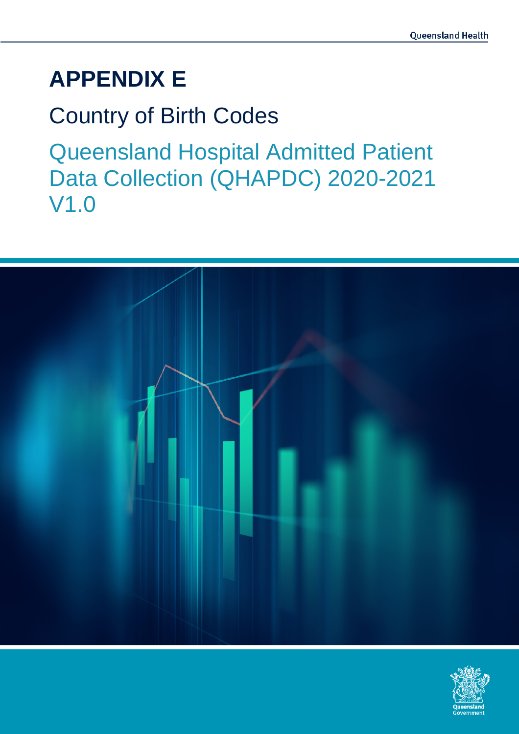# APPENDIX E

## Country of Birth Codes

## Queensland Hospital Admitted Patient Data Collection (QHAPDC) 2020-2021 V1.0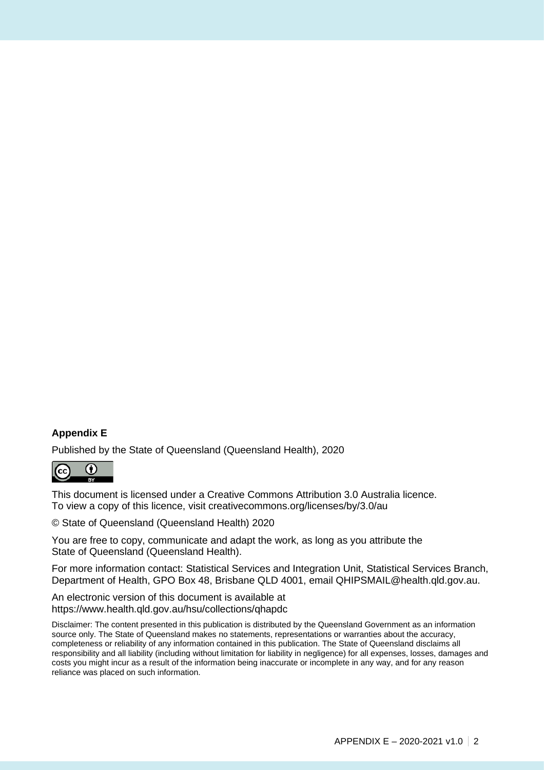**Appendix E**

Published by the State of Queensland (Queensland Health), 2020

This document is licensed under a Creative Commons Attribution 3.0 Australia licence.
To view a copy of this licence, visit creativecommons.org/licenses/by/3.0/au

© State of Queensland (Queensland Health) 2020

You are free to copy, communicate and adapt the work, as long as you attribute the State of Queensland (Queensland Health).

For more information contact: Statistical Services and Integration Unit, Statistical Services Branch, Department of Health, GPO Box 48, Brisbane QLD 4001, email QHIPSMAIL@health.qld.gov.au.

An electronic version of this document is available at
https://www.health.qld.gov.au/hsu/collections/qhapdc

Disclaimer: The content presented in this publication is distributed by the Queensland Government as an information source only. The State of Queensland makes no statements, representations or warranties about the accuracy, completeness or reliability of any information contained in this publication. The State of Queensland disclaims all responsibility and all liability (including without limitation for liability in negligence) for all expenses, losses, damages and costs you might incur as a result of the information being inaccurate or incomplete in any way, and for any reason reliance was placed on such information.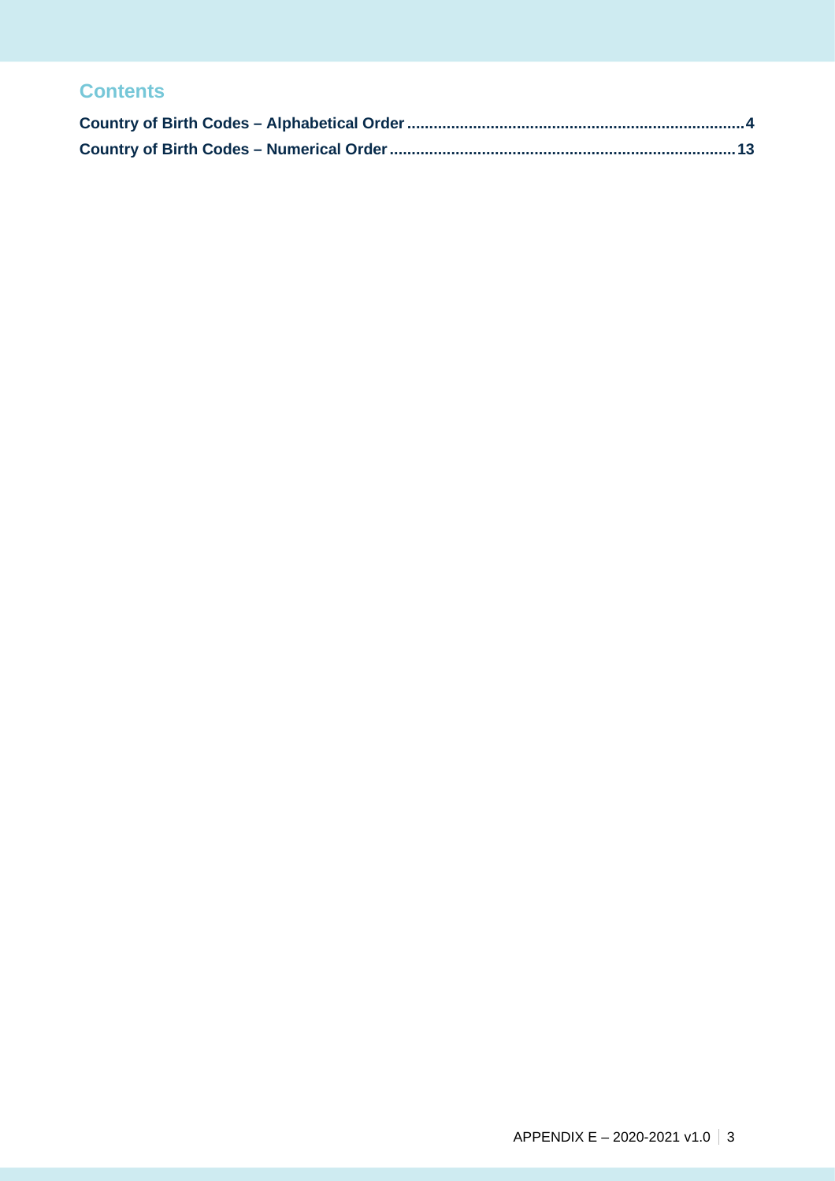## Contents

**Country of Birth Codes – Alphabetical Order** ........................................................................... **4**

**Country of Birth Codes – Numerical Order** ............................................................................. **13**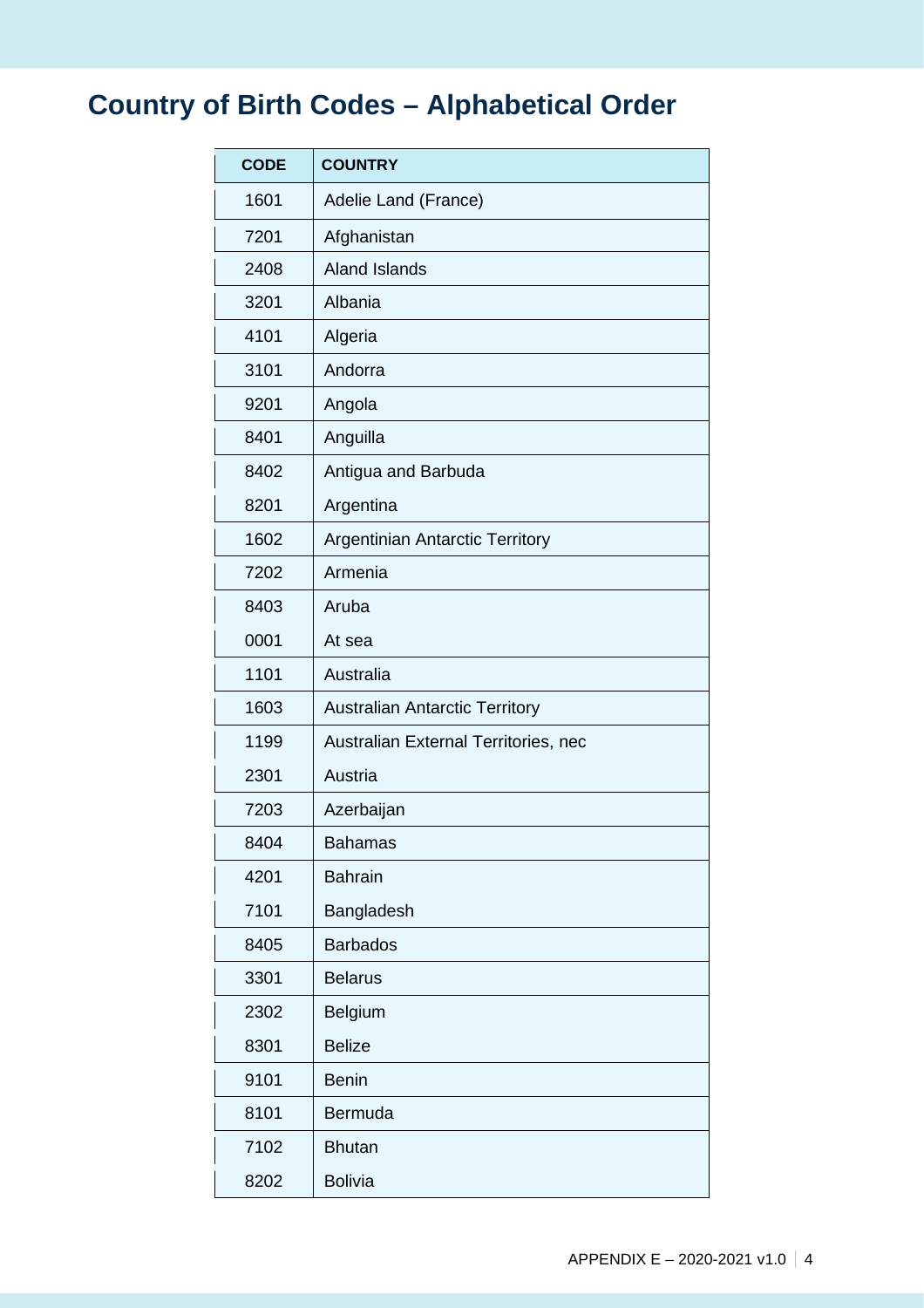# Country of Birth Codes – Alphabetical Order

| CODE | COUNTRY |
|---|---|
| 1601 | Adelie Land (France) |
| 7201 | Afghanistan |
| 2408 | Aland Islands |
| 3201 | Albania |
| 4101 | Algeria |
| 3101 | Andorra |
| 9201 | Angola |
| 8401 | Anguilla |
| 8402 | Antigua and Barbuda |
| 8201 | Argentina |
| 1602 | Argentinian Antarctic Territory |
| 7202 | Armenia |
| 8403 | Aruba |
| 0001 | At sea |
| 1101 | Australia |
| 1603 | Australian Antarctic Territory |
| 1199 | Australian External Territories, nec |
| 2301 | Austria |
| 7203 | Azerbaijan |
| 8404 | Bahamas |
| 4201 | Bahrain |
| 7101 | Bangladesh |
| 8405 | Barbados |
| 3301 | Belarus |
| 2302 | Belgium |
| 8301 | Belize |
| 9101 | Benin |
| 8101 | Bermuda |
| 7102 | Bhutan |
| 8202 | Bolivia |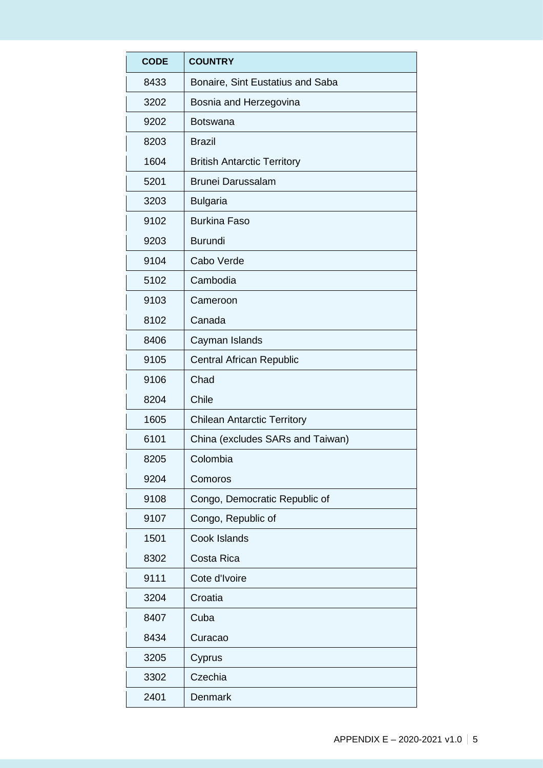| CODE | COUNTRY |
|---|---|
| 8433 | Bonaire, Sint Eustatius and Saba |
| 3202 | Bosnia and Herzegovina |
| 9202 | Botswana |
| 8203 | Brazil |
| 1604 | British Antarctic Territory |
| 5201 | Brunei Darussalam |
| 3203 | Bulgaria |
| 9102 | Burkina Faso |
| 9203 | Burundi |
| 9104 | Cabo Verde |
| 5102 | Cambodia |
| 9103 | Cameroon |
| 8102 | Canada |
| 8406 | Cayman Islands |
| 9105 | Central African Republic |
| 9106 | Chad |
| 8204 | Chile |
| 1605 | Chilean Antarctic Territory |
| 6101 | China (excludes SARs and Taiwan) |
| 8205 | Colombia |
| 9204 | Comoros |
| 9108 | Congo, Democratic Republic of |
| 9107 | Congo, Republic of |
| 1501 | Cook Islands |
| 8302 | Costa Rica |
| 9111 | Cote d'Ivoire |
| 3204 | Croatia |
| 8407 | Cuba |
| 8434 | Curacao |
| 3205 | Cyprus |
| 3302 | Czechia |
| 2401 | Denmark |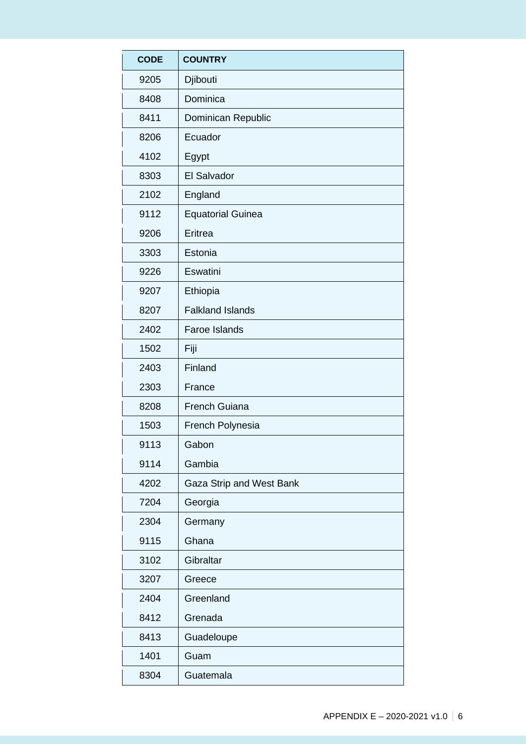| CODE | COUNTRY |
|---|---|
| 9205 | Djibouti |
| 8408 | Dominica |
| 8411 | Dominican Republic |
| 8206 | Ecuador |
| 4102 | Egypt |
| 8303 | El Salvador |
| 2102 | England |
| 9112 | Equatorial Guinea |
| 9206 | Eritrea |
| 3303 | Estonia |
| 9226 | Eswatini |
| 9207 | Ethiopia |
| 8207 | Falkland Islands |
| 2402 | Faroe Islands |
| 1502 | Fiji |
| 2403 | Finland |
| 2303 | France |
| 8208 | French Guiana |
| 1503 | French Polynesia |
| 9113 | Gabon |
| 9114 | Gambia |
| 4202 | Gaza Strip and West Bank |
| 7204 | Georgia |
| 2304 | Germany |
| 9115 | Ghana |
| 3102 | Gibraltar |
| 3207 | Greece |
| 2404 | Greenland |
| 8412 | Grenada |
| 8413 | Guadeloupe |
| 1401 | Guam |
| 8304 | Guatemala |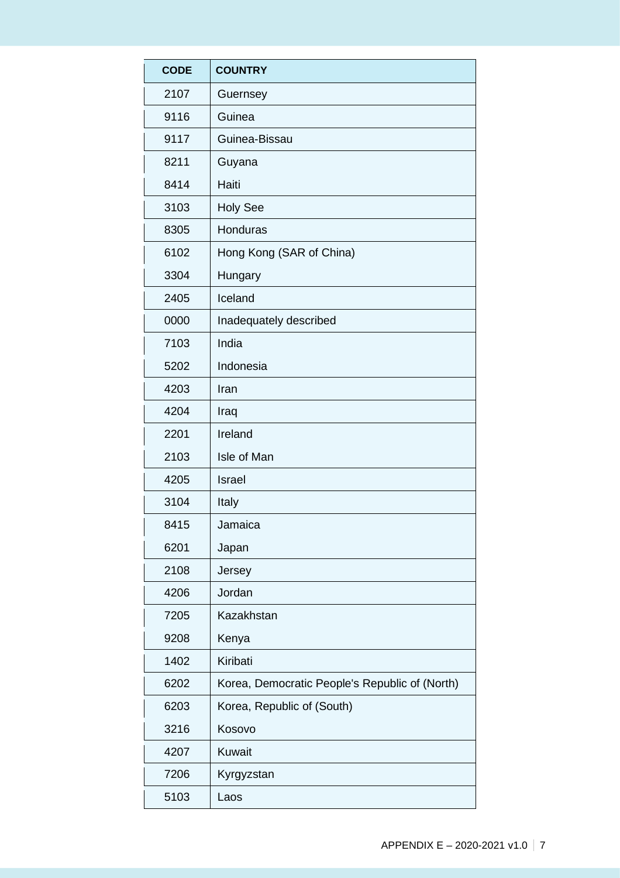| CODE | COUNTRY |
|---|---|
| 2107 | Guernsey |
| 9116 | Guinea |
| 9117 | Guinea-Bissau |
| 8211 | Guyana |
| 8414 | Haiti |
| 3103 | Holy See |
| 8305 | Honduras |
| 6102 | Hong Kong (SAR of China) |
| 3304 | Hungary |
| 2405 | Iceland |
| 0000 | Inadequately described |
| 7103 | India |
| 5202 | Indonesia |
| 4203 | Iran |
| 4204 | Iraq |
| 2201 | Ireland |
| 2103 | Isle of Man |
| 4205 | Israel |
| 3104 | Italy |
| 8415 | Jamaica |
| 6201 | Japan |
| 2108 | Jersey |
| 4206 | Jordan |
| 7205 | Kazakhstan |
| 9208 | Kenya |
| 1402 | Kiribati |
| 6202 | Korea, Democratic People's Republic of (North) |
| 6203 | Korea, Republic of (South) |
| 3216 | Kosovo |
| 4207 | Kuwait |
| 7206 | Kyrgyzstan |
| 5103 | Laos |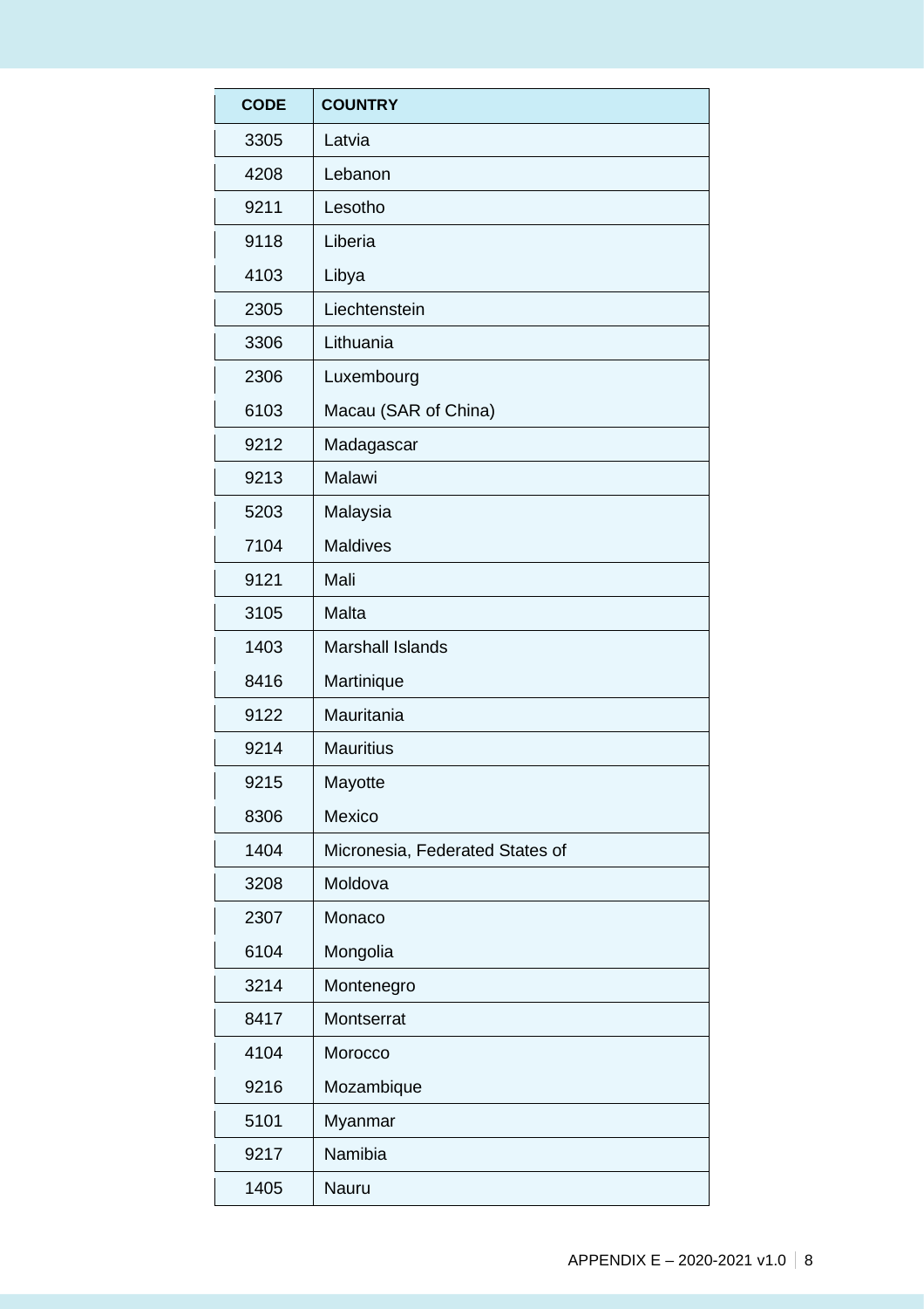| CODE | COUNTRY |
| --- | --- |
| 3305 | Latvia |
| 4208 | Lebanon |
| 9211 | Lesotho |
| 9118 | Liberia |
| 4103 | Libya |
| 2305 | Liechtenstein |
| 3306 | Lithuania |
| 2306 | Luxembourg |
| 6103 | Macau (SAR of China) |
| 9212 | Madagascar |
| 9213 | Malawi |
| 5203 | Malaysia |
| 7104 | Maldives |
| 9121 | Mali |
| 3105 | Malta |
| 1403 | Marshall Islands |
| 8416 | Martinique |
| 9122 | Mauritania |
| 9214 | Mauritius |
| 9215 | Mayotte |
| 8306 | Mexico |
| 1404 | Micronesia, Federated States of |
| 3208 | Moldova |
| 2307 | Monaco |
| 6104 | Mongolia |
| 3214 | Montenegro |
| 8417 | Montserrat |
| 4104 | Morocco |
| 9216 | Mozambique |
| 5101 | Myanmar |
| 9217 | Namibia |
| 1405 | Nauru |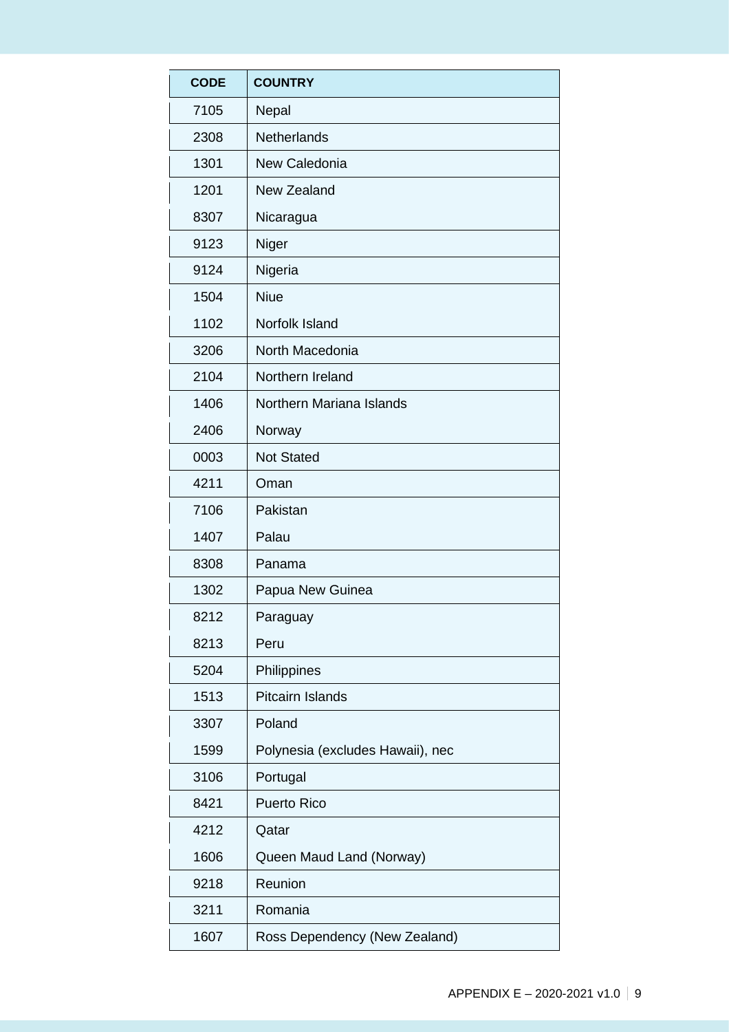| CODE | COUNTRY |
|---|---|
| 7105 | Nepal |
| 2308 | Netherlands |
| 1301 | New Caledonia |
| 1201 | New Zealand |
| 8307 | Nicaragua |
| 9123 | Niger |
| 9124 | Nigeria |
| 1504 | Niue |
| 1102 | Norfolk Island |
| 3206 | North Macedonia |
| 2104 | Northern Ireland |
| 1406 | Northern Mariana Islands |
| 2406 | Norway |
| 0003 | Not Stated |
| 4211 | Oman |
| 7106 | Pakistan |
| 1407 | Palau |
| 8308 | Panama |
| 1302 | Papua New Guinea |
| 8212 | Paraguay |
| 8213 | Peru |
| 5204 | Philippines |
| 1513 | Pitcairn Islands |
| 3307 | Poland |
| 1599 | Polynesia (excludes Hawaii), nec |
| 3106 | Portugal |
| 8421 | Puerto Rico |
| 4212 | Qatar |
| 1606 | Queen Maud Land (Norway) |
| 9218 | Reunion |
| 3211 | Romania |
| 1607 | Ross Dependency (New Zealand) |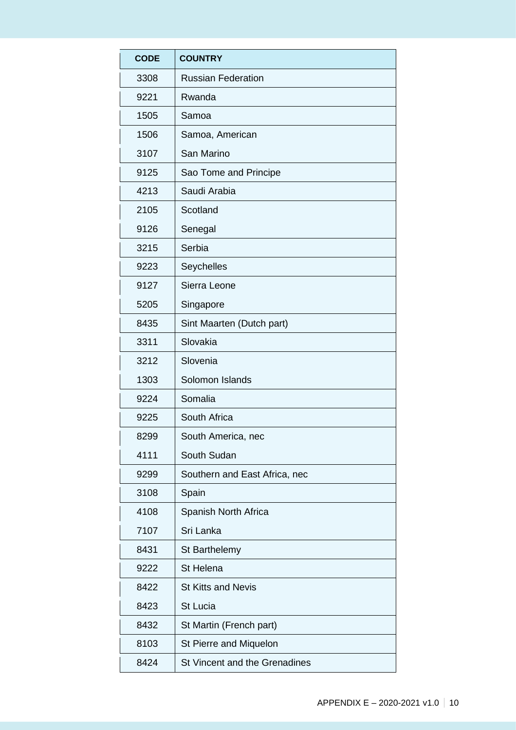| CODE | COUNTRY |
| --- | --- |
| 3308 | Russian Federation |
| 9221 | Rwanda |
| 1505 | Samoa |
| 1506 | Samoa, American |
| 3107 | San Marino |
| 9125 | Sao Tome and Principe |
| 4213 | Saudi Arabia |
| 2105 | Scotland |
| 9126 | Senegal |
| 3215 | Serbia |
| 9223 | Seychelles |
| 9127 | Sierra Leone |
| 5205 | Singapore |
| 8435 | Sint Maarten (Dutch part) |
| 3311 | Slovakia |
| 3212 | Slovenia |
| 1303 | Solomon Islands |
| 9224 | Somalia |
| 9225 | South Africa |
| 8299 | South America, nec |
| 4111 | South Sudan |
| 9299 | Southern and East Africa, nec |
| 3108 | Spain |
| 4108 | Spanish North Africa |
| 7107 | Sri Lanka |
| 8431 | St Barthelemy |
| 9222 | St Helena |
| 8422 | St Kitts and Nevis |
| 8423 | St Lucia |
| 8432 | St Martin (French part) |
| 8103 | St Pierre and Miquelon |
| 8424 | St Vincent and the Grenadines |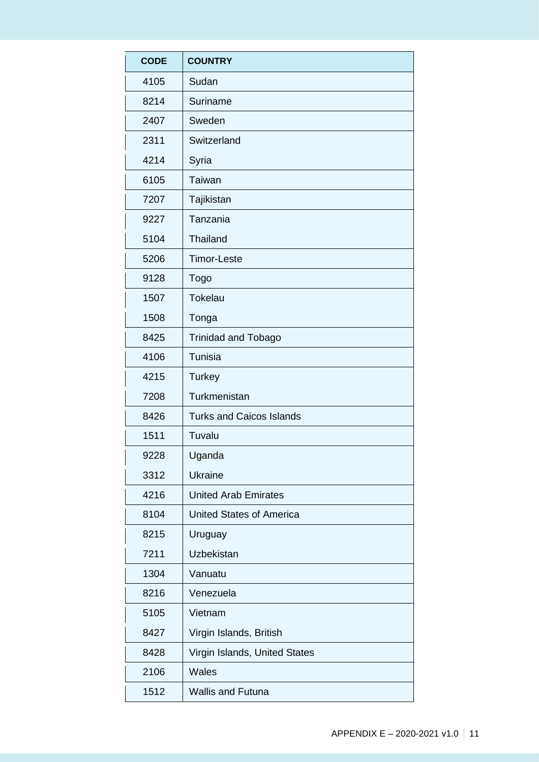| CODE | COUNTRY |
| --- | --- |
| 4105 | Sudan |
| 8214 | Suriname |
| 2407 | Sweden |
| 2311 | Switzerland |
| 4214 | Syria |
| 6105 | Taiwan |
| 7207 | Tajikistan |
| 9227 | Tanzania |
| 5104 | Thailand |
| 5206 | Timor-Leste |
| 9128 | Togo |
| 1507 | Tokelau |
| 1508 | Tonga |
| 8425 | Trinidad and Tobago |
| 4106 | Tunisia |
| 4215 | Turkey |
| 7208 | Turkmenistan |
| 8426 | Turks and Caicos Islands |
| 1511 | Tuvalu |
| 9228 | Uganda |
| 3312 | Ukraine |
| 4216 | United Arab Emirates |
| 8104 | United States of America |
| 8215 | Uruguay |
| 7211 | Uzbekistan |
| 1304 | Vanuatu |
| 8216 | Venezuela |
| 5105 | Vietnam |
| 8427 | Virgin Islands, British |
| 8428 | Virgin Islands, United States |
| 2106 | Wales |
| 1512 | Wallis and Futuna |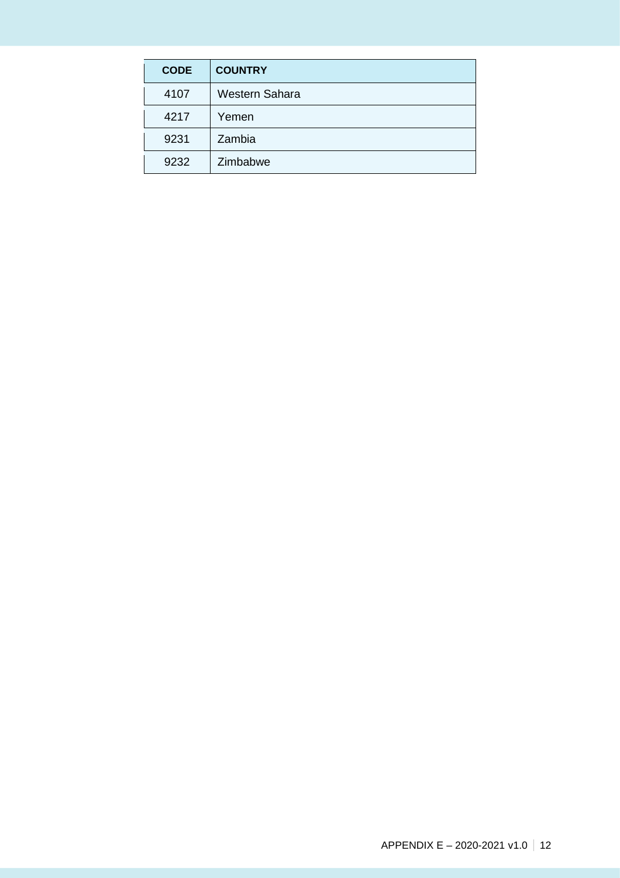| CODE | COUNTRY |
| --- | --- |
| 4107 | Western Sahara |
| 4217 | Yemen |
| 9231 | Zambia |
| 9232 | Zimbabwe |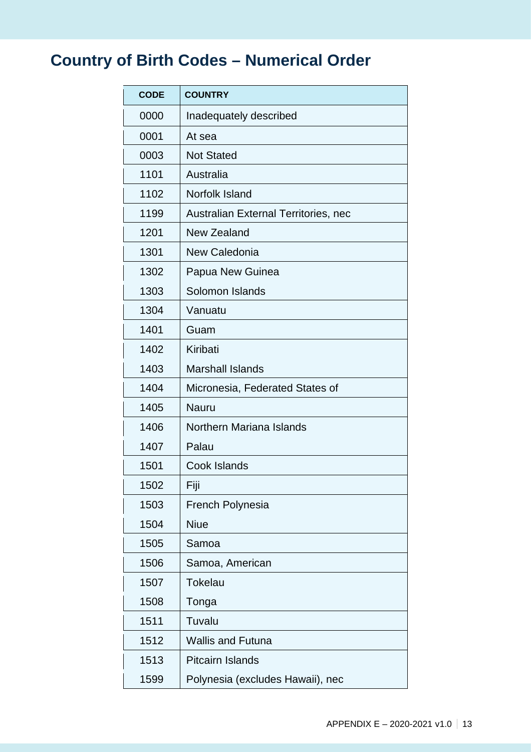# Country of Birth Codes – Numerical Order

| CODE | COUNTRY |
|---|---|
| 0000 | Inadequately described |
| 0001 | At sea |
| 0003 | Not Stated |
| 1101 | Australia |
| 1102 | Norfolk Island |
| 1199 | Australian External Territories, nec |
| 1201 | New Zealand |
| 1301 | New Caledonia |
| 1302 | Papua New Guinea |
| 1303 | Solomon Islands |
| 1304 | Vanuatu |
| 1401 | Guam |
| 1402 | Kiribati |
| 1403 | Marshall Islands |
| 1404 | Micronesia, Federated States of |
| 1405 | Nauru |
| 1406 | Northern Mariana Islands |
| 1407 | Palau |
| 1501 | Cook Islands |
| 1502 | Fiji |
| 1503 | French Polynesia |
| 1504 | Niue |
| 1505 | Samoa |
| 1506 | Samoa, American |
| 1507 | Tokelau |
| 1508 | Tonga |
| 1511 | Tuvalu |
| 1512 | Wallis and Futuna |
| 1513 | Pitcairn Islands |
| 1599 | Polynesia (excludes Hawaii), nec |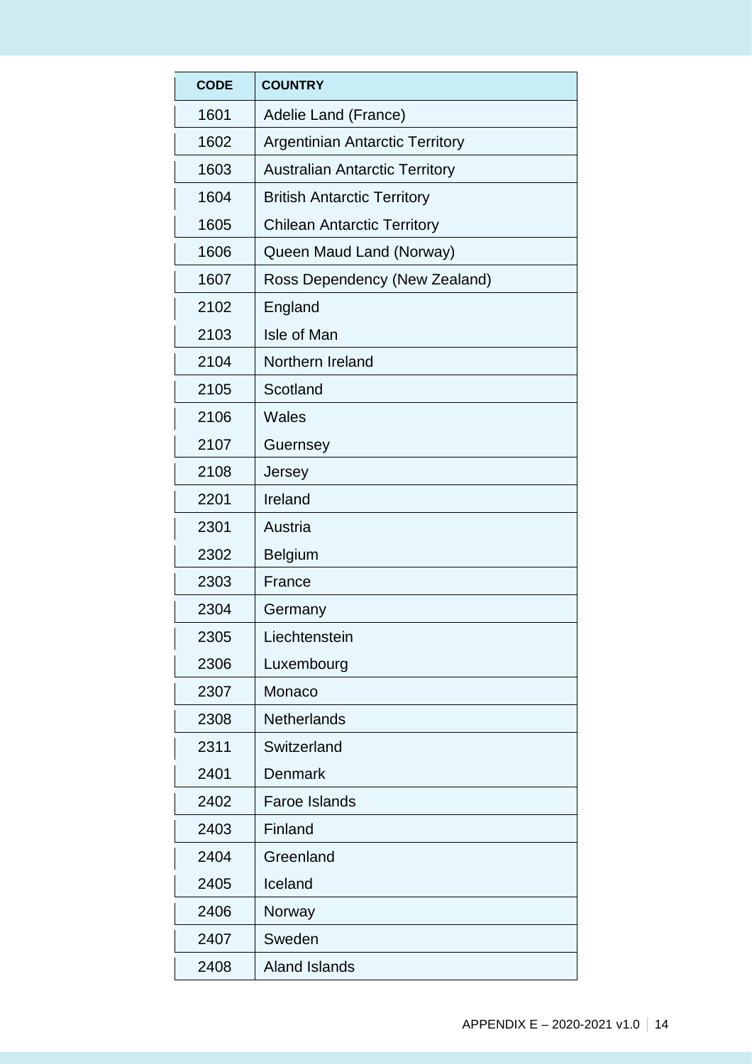| CODE | COUNTRY |
| --- | --- |
| 1601 | Adelie Land (France) |
| 1602 | Argentinian Antarctic Territory |
| 1603 | Australian Antarctic Territory |
| 1604 | British Antarctic Territory |
| 1605 | Chilean Antarctic Territory |
| 1606 | Queen Maud Land (Norway) |
| 1607 | Ross Dependency (New Zealand) |
| 2102 | England |
| 2103 | Isle of Man |
| 2104 | Northern Ireland |
| 2105 | Scotland |
| 2106 | Wales |
| 2107 | Guernsey |
| 2108 | Jersey |
| 2201 | Ireland |
| 2301 | Austria |
| 2302 | Belgium |
| 2303 | France |
| 2304 | Germany |
| 2305 | Liechtenstein |
| 2306 | Luxembourg |
| 2307 | Monaco |
| 2308 | Netherlands |
| 2311 | Switzerland |
| 2401 | Denmark |
| 2402 | Faroe Islands |
| 2403 | Finland |
| 2404 | Greenland |
| 2405 | Iceland |
| 2406 | Norway |
| 2407 | Sweden |
| 2408 | Aland Islands |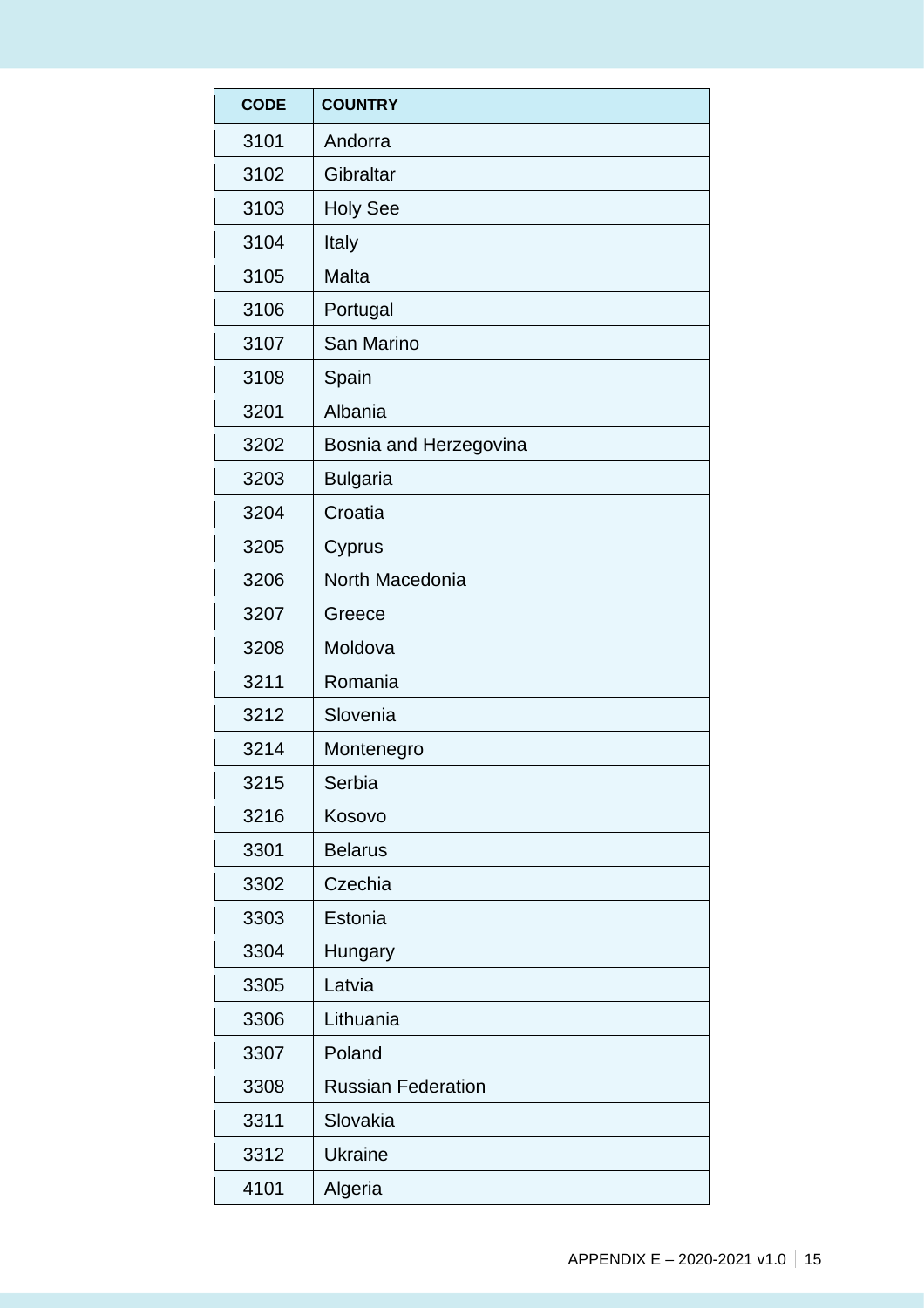| CODE | COUNTRY |
|---|---|
| 3101 | Andorra |
| 3102 | Gibraltar |
| 3103 | Holy See |
| 3104 | Italy |
| 3105 | Malta |
| 3106 | Portugal |
| 3107 | San Marino |
| 3108 | Spain |
| 3201 | Albania |
| 3202 | Bosnia and Herzegovina |
| 3203 | Bulgaria |
| 3204 | Croatia |
| 3205 | Cyprus |
| 3206 | North Macedonia |
| 3207 | Greece |
| 3208 | Moldova |
| 3211 | Romania |
| 3212 | Slovenia |
| 3214 | Montenegro |
| 3215 | Serbia |
| 3216 | Kosovo |
| 3301 | Belarus |
| 3302 | Czechia |
| 3303 | Estonia |
| 3304 | Hungary |
| 3305 | Latvia |
| 3306 | Lithuania |
| 3307 | Poland |
| 3308 | Russian Federation |
| 3311 | Slovakia |
| 3312 | Ukraine |
| 4101 | Algeria |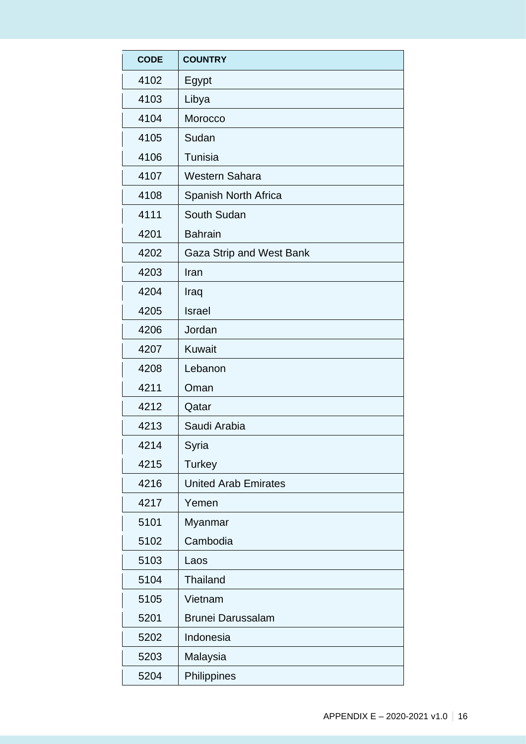| CODE | COUNTRY |
| --- | --- |
| 4102 | Egypt |
| 4103 | Libya |
| 4104 | Morocco |
| 4105 | Sudan |
| 4106 | Tunisia |
| 4107 | Western Sahara |
| 4108 | Spanish North Africa |
| 4111 | South Sudan |
| 4201 | Bahrain |
| 4202 | Gaza Strip and West Bank |
| 4203 | Iran |
| 4204 | Iraq |
| 4205 | Israel |
| 4206 | Jordan |
| 4207 | Kuwait |
| 4208 | Lebanon |
| 4211 | Oman |
| 4212 | Qatar |
| 4213 | Saudi Arabia |
| 4214 | Syria |
| 4215 | Turkey |
| 4216 | United Arab Emirates |
| 4217 | Yemen |
| 5101 | Myanmar |
| 5102 | Cambodia |
| 5103 | Laos |
| 5104 | Thailand |
| 5105 | Vietnam |
| 5201 | Brunei Darussalam |
| 5202 | Indonesia |
| 5203 | Malaysia |
| 5204 | Philippines |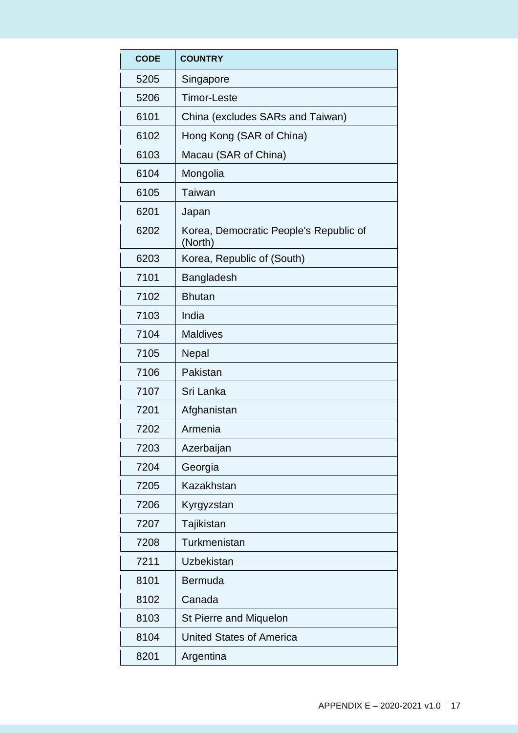| CODE | COUNTRY |
| --- | --- |
| 5205 | Singapore |
| 5206 | Timor-Leste |
| 6101 | China (excludes SARs and Taiwan) |
| 6102 | Hong Kong (SAR of China) |
| 6103 | Macau (SAR of China) |
| 6104 | Mongolia |
| 6105 | Taiwan |
| 6201 | Japan |
| 6202 | Korea, Democratic People's Republic of (North) |
| 6203 | Korea, Republic of (South) |
| 7101 | Bangladesh |
| 7102 | Bhutan |
| 7103 | India |
| 7104 | Maldives |
| 7105 | Nepal |
| 7106 | Pakistan |
| 7107 | Sri Lanka |
| 7201 | Afghanistan |
| 7202 | Armenia |
| 7203 | Azerbaijan |
| 7204 | Georgia |
| 7205 | Kazakhstan |
| 7206 | Kyrgyzstan |
| 7207 | Tajikistan |
| 7208 | Turkmenistan |
| 7211 | Uzbekistan |
| 8101 | Bermuda |
| 8102 | Canada |
| 8103 | St Pierre and Miquelon |
| 8104 | United States of America |
| 8201 | Argentina |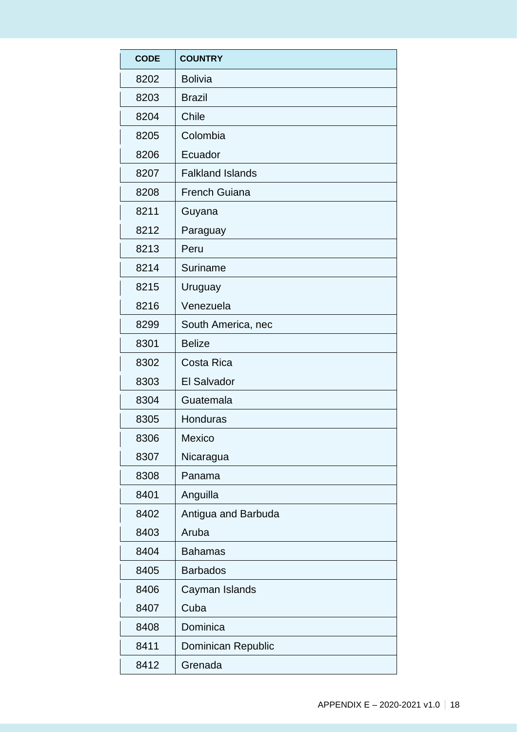| CODE | COUNTRY |
| --- | --- |
| 8202 | Bolivia |
| 8203 | Brazil |
| 8204 | Chile |
| 8205 | Colombia |
| 8206 | Ecuador |
| 8207 | Falkland Islands |
| 8208 | French Guiana |
| 8211 | Guyana |
| 8212 | Paraguay |
| 8213 | Peru |
| 8214 | Suriname |
| 8215 | Uruguay |
| 8216 | Venezuela |
| 8299 | South America, nec |
| 8301 | Belize |
| 8302 | Costa Rica |
| 8303 | El Salvador |
| 8304 | Guatemala |
| 8305 | Honduras |
| 8306 | Mexico |
| 8307 | Nicaragua |
| 8308 | Panama |
| 8401 | Anguilla |
| 8402 | Antigua and Barbuda |
| 8403 | Aruba |
| 8404 | Bahamas |
| 8405 | Barbados |
| 8406 | Cayman Islands |
| 8407 | Cuba |
| 8408 | Dominica |
| 8411 | Dominican Republic |
| 8412 | Grenada |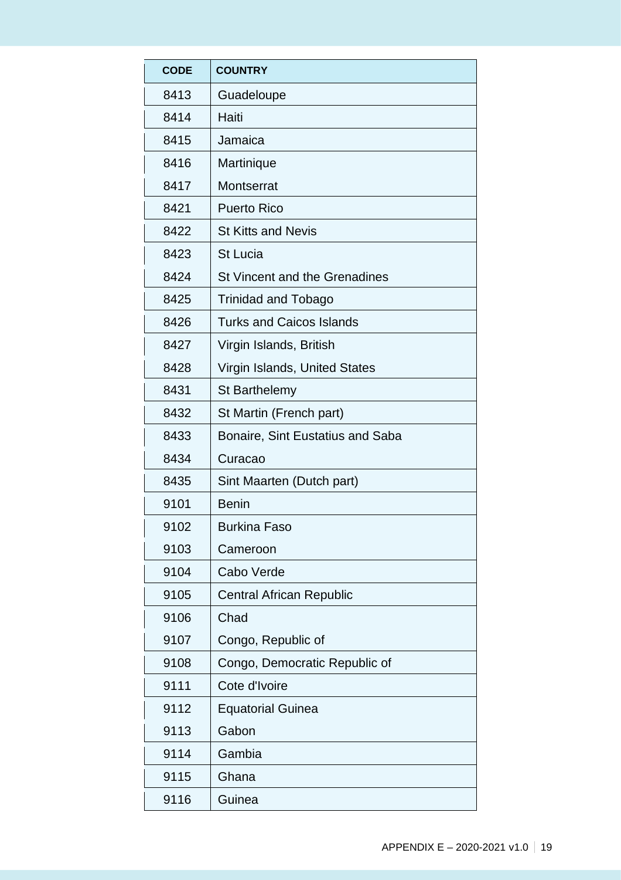| CODE | COUNTRY |
| --- | --- |
| 8413 | Guadeloupe |
| 8414 | Haiti |
| 8415 | Jamaica |
| 8416 | Martinique |
| 8417 | Montserrat |
| 8421 | Puerto Rico |
| 8422 | St Kitts and Nevis |
| 8423 | St Lucia |
| 8424 | St Vincent and the Grenadines |
| 8425 | Trinidad and Tobago |
| 8426 | Turks and Caicos Islands |
| 8427 | Virgin Islands, British |
| 8428 | Virgin Islands, United States |
| 8431 | St Barthelemy |
| 8432 | St Martin (French part) |
| 8433 | Bonaire, Sint Eustatius and Saba |
| 8434 | Curacao |
| 8435 | Sint Maarten (Dutch part) |
| 9101 | Benin |
| 9102 | Burkina Faso |
| 9103 | Cameroon |
| 9104 | Cabo Verde |
| 9105 | Central African Republic |
| 9106 | Chad |
| 9107 | Congo, Republic of |
| 9108 | Congo, Democratic Republic of |
| 9111 | Cote d'Ivoire |
| 9112 | Equatorial Guinea |
| 9113 | Gabon |
| 9114 | Gambia |
| 9115 | Ghana |
| 9116 | Guinea |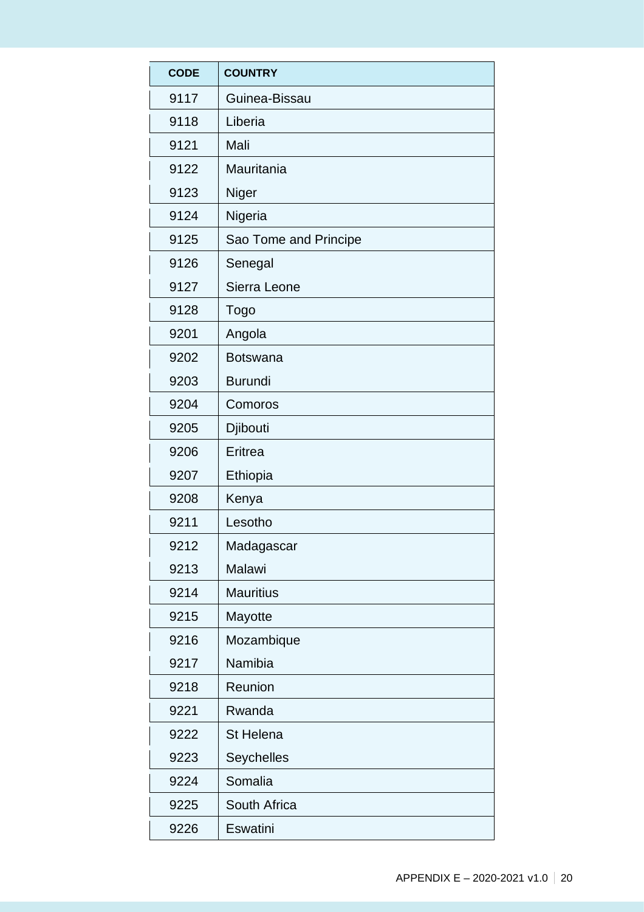| CODE | COUNTRY |
|---|---|
| 9117 | Guinea-Bissau |
| 9118 | Liberia |
| 9121 | Mali |
| 9122 | Mauritania |
| 9123 | Niger |
| 9124 | Nigeria |
| 9125 | Sao Tome and Principe |
| 9126 | Senegal |
| 9127 | Sierra Leone |
| 9128 | Togo |
| 9201 | Angola |
| 9202 | Botswana |
| 9203 | Burundi |
| 9204 | Comoros |
| 9205 | Djibouti |
| 9206 | Eritrea |
| 9207 | Ethiopia |
| 9208 | Kenya |
| 9211 | Lesotho |
| 9212 | Madagascar |
| 9213 | Malawi |
| 9214 | Mauritius |
| 9215 | Mayotte |
| 9216 | Mozambique |
| 9217 | Namibia |
| 9218 | Reunion |
| 9221 | Rwanda |
| 9222 | St Helena |
| 9223 | Seychelles |
| 9224 | Somalia |
| 9225 | South Africa |
| 9226 | Eswatini |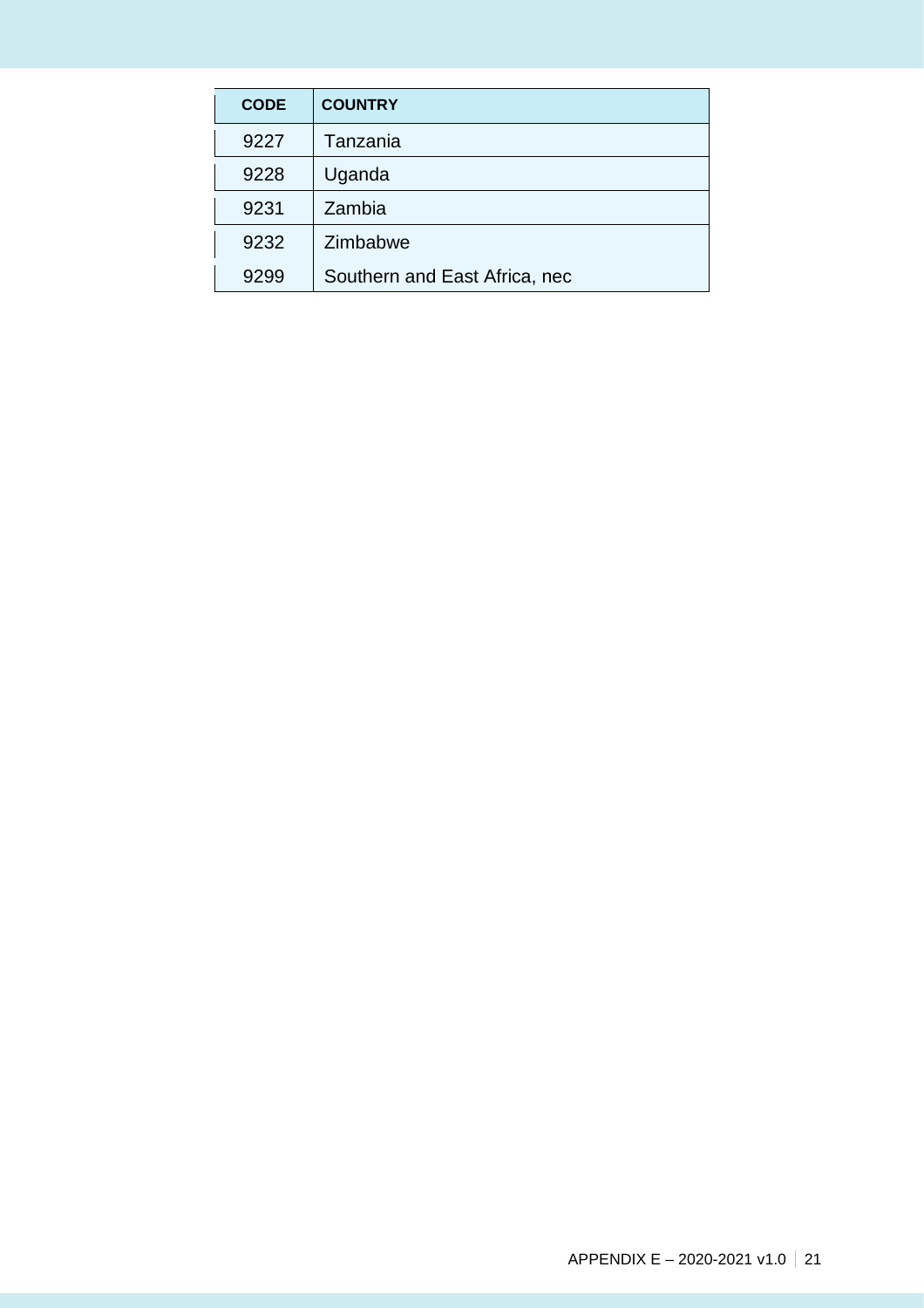| CODE | COUNTRY |
| --- | --- |
| 9227 | Tanzania |
| 9228 | Uganda |
| 9231 | Zambia |
| 9232 | Zimbabwe |
| 9299 | Southern and East Africa, nec |